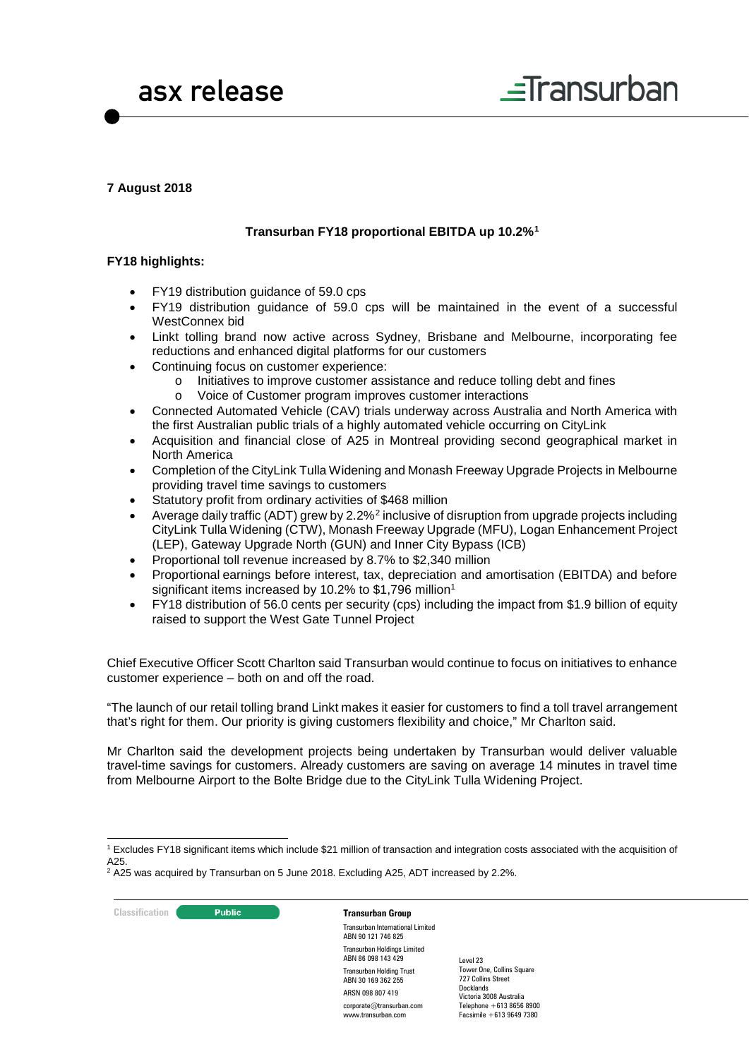# asx release

**7 August 2018**

**Transurban FY18 proportional EBITDA up 10.2%[1]**

**FY18 highlights:**

- FY19 distribution guidance of 59.0 cps
- FY19 distribution guidance of 59.0 cps will be maintained in the event of a successful WestConnex bid
- Linkt tolling brand now active across Sydney, Brisbane and Melbourne, incorporating fee reductions and enhanced digital platforms for our customers
- Continuing focus on customer experience:
  - Initiatives to improve customer assistance and reduce tolling debt and fines
  - Voice of Customer program improves customer interactions
- Connected Automated Vehicle (CAV) trials underway across Australia and North America with the first Australian public trials of a highly automated vehicle occurring on CityLink
- Acquisition and financial close of A25 in Montreal providing second geographical market in North America
- Completion of the CityLink Tulla Widening and Monash Freeway Upgrade Projects in Melbourne providing travel time savings to customers
- Statutory profit from ordinary activities of $468 million
- Average daily traffic (ADT) grew by 2.2%[2] inclusive of disruption from upgrade projects including CityLink Tulla Widening (CTW), Monash Freeway Upgrade (MFU), Logan Enhancement Project (LEP), Gateway Upgrade North (GUN) and Inner City Bypass (ICB)
- Proportional toll revenue increased by 8.7% to $2,340 million
- Proportional earnings before interest, tax, depreciation and amortisation (EBITDA) and before significant items increased by 10.2% to $1,796 million[1]
- FY18 distribution of 56.0 cents per security (cps) including the impact from $1.9 billion of equity raised to support the West Gate Tunnel Project

Chief Executive Officer Scott Charlton said Transurban would continue to focus on initiatives to enhance customer experience – both on and off the road.

"The launch of our retail tolling brand Linkt makes it easier for customers to find a toll travel arrangement that's right for them. Our priority is giving customers flexibility and choice," Mr Charlton said.

Mr Charlton said the development projects being undertaken by Transurban would deliver valuable travel-time savings for customers. Already customers are saving on average 14 minutes in travel time from Melbourne Airport to the Bolte Bridge due to the CityLink Tulla Widening Project.

[1] Excludes FY18 significant items which include $21 million of transaction and integration costs associated with the acquisition of A25.

[2] A25 was acquired by Transurban on 5 June 2018. Excluding A25, ADT increased by 2.2%.

Classification: Public

**Transurban Group**

Transurban International Limited
ABN 90 121 746 825

Transurban Holdings Limited
ABN 86 098 143 429

Transurban Holding Trust
ABN 30 169 362 255

ARSN 098 807 419

corporate@transurban.com
www.transurban.com

Level 23
Tower One, Collins Square
727 Collins Street
Docklands
Victoria 3008 Australia
Telephone +613 8656 8900
Facsimile +613 9649 7380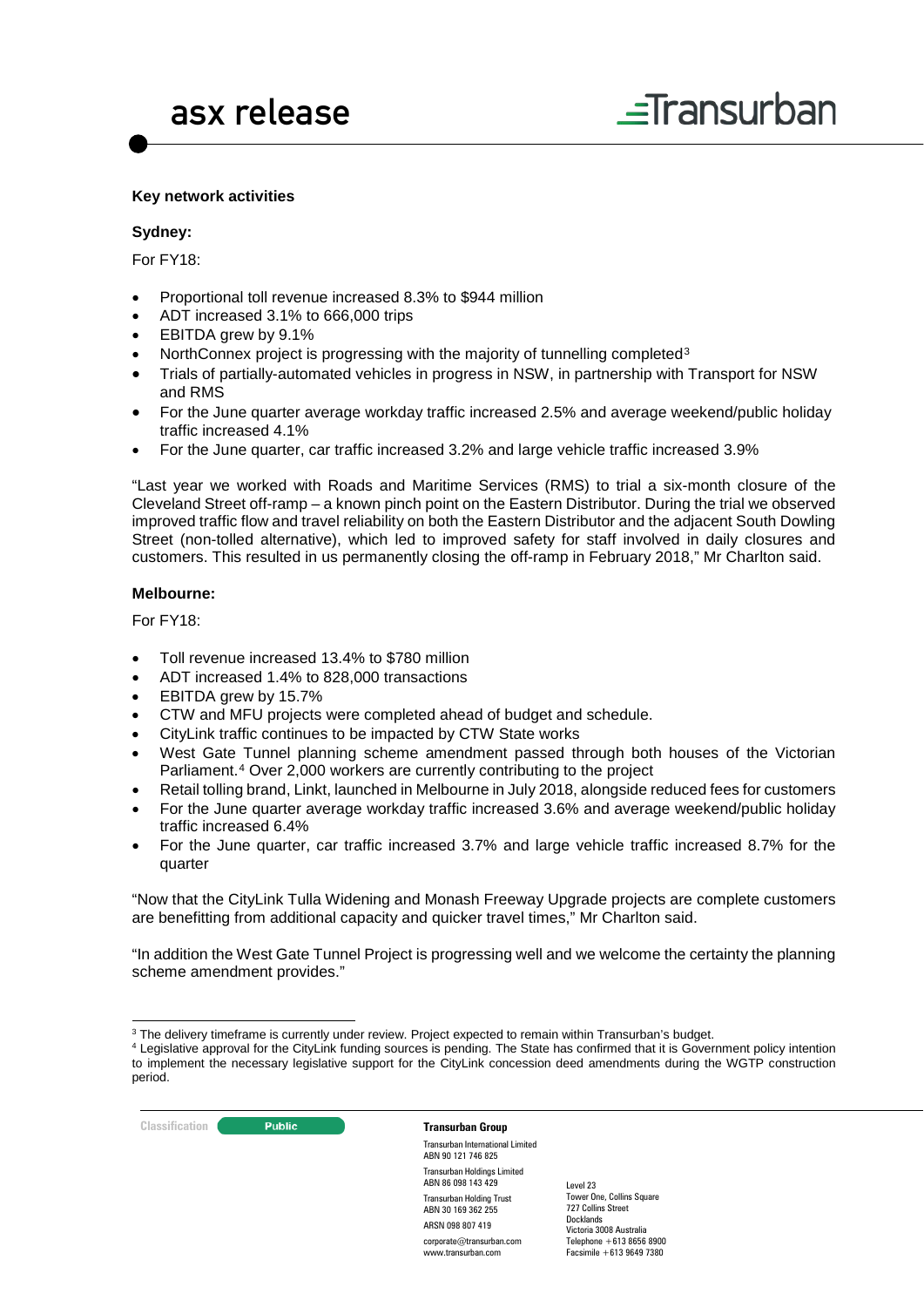**Key network activities**

**Sydney:**

For FY18:

- Proportional toll revenue increased 8.3% to $944 million
- ADT increased 3.1% to 666,000 trips
- EBITDA grew by 9.1%
- NorthConnex project is progressing with the majority of tunnelling completed[3]
- Trials of partially-automated vehicles in progress in NSW, in partnership with Transport for NSW and RMS
- For the June quarter average workday traffic increased 2.5% and average weekend/public holiday traffic increased 4.1%
- For the June quarter, car traffic increased 3.2% and large vehicle traffic increased 3.9%

"Last year we worked with Roads and Maritime Services (RMS) to trial a six-month closure of the Cleveland Street off-ramp – a known pinch point on the Eastern Distributor. During the trial we observed improved traffic flow and travel reliability on both the Eastern Distributor and the adjacent South Dowling Street (non-tolled alternative), which led to improved safety for staff involved in daily closures and customers. This resulted in us permanently closing the off-ramp in February 2018," Mr Charlton said.

**Melbourne:**

For FY18:

- Toll revenue increased 13.4% to $780 million
- ADT increased 1.4% to 828,000 transactions
- EBITDA grew by 15.7%
- CTW and MFU projects were completed ahead of budget and schedule.
- CityLink traffic continues to be impacted by CTW State works
- West Gate Tunnel planning scheme amendment passed through both houses of the Victorian Parliament.[4] Over 2,000 workers are currently contributing to the project
- Retail tolling brand, Linkt, launched in Melbourne in July 2018, alongside reduced fees for customers
- For the June quarter average workday traffic increased 3.6% and average weekend/public holiday traffic increased 6.4%
- For the June quarter, car traffic increased 3.7% and large vehicle traffic increased 8.7% for the quarter

"Now that the CityLink Tulla Widening and Monash Freeway Upgrade projects are complete customers are benefitting from additional capacity and quicker travel times," Mr Charlton said.

"In addition the West Gate Tunnel Project is progressing well and we welcome the certainty the planning scheme amendment provides."

---

[3] The delivery timeframe is currently under review. Project expected to remain within Transurban's budget.

[4] Legislative approval for the CityLink funding sources is pending. The State has confirmed that it is Government policy intention to implement the necessary legislative support for the CityLink concession deed amendments during the WGTP construction period.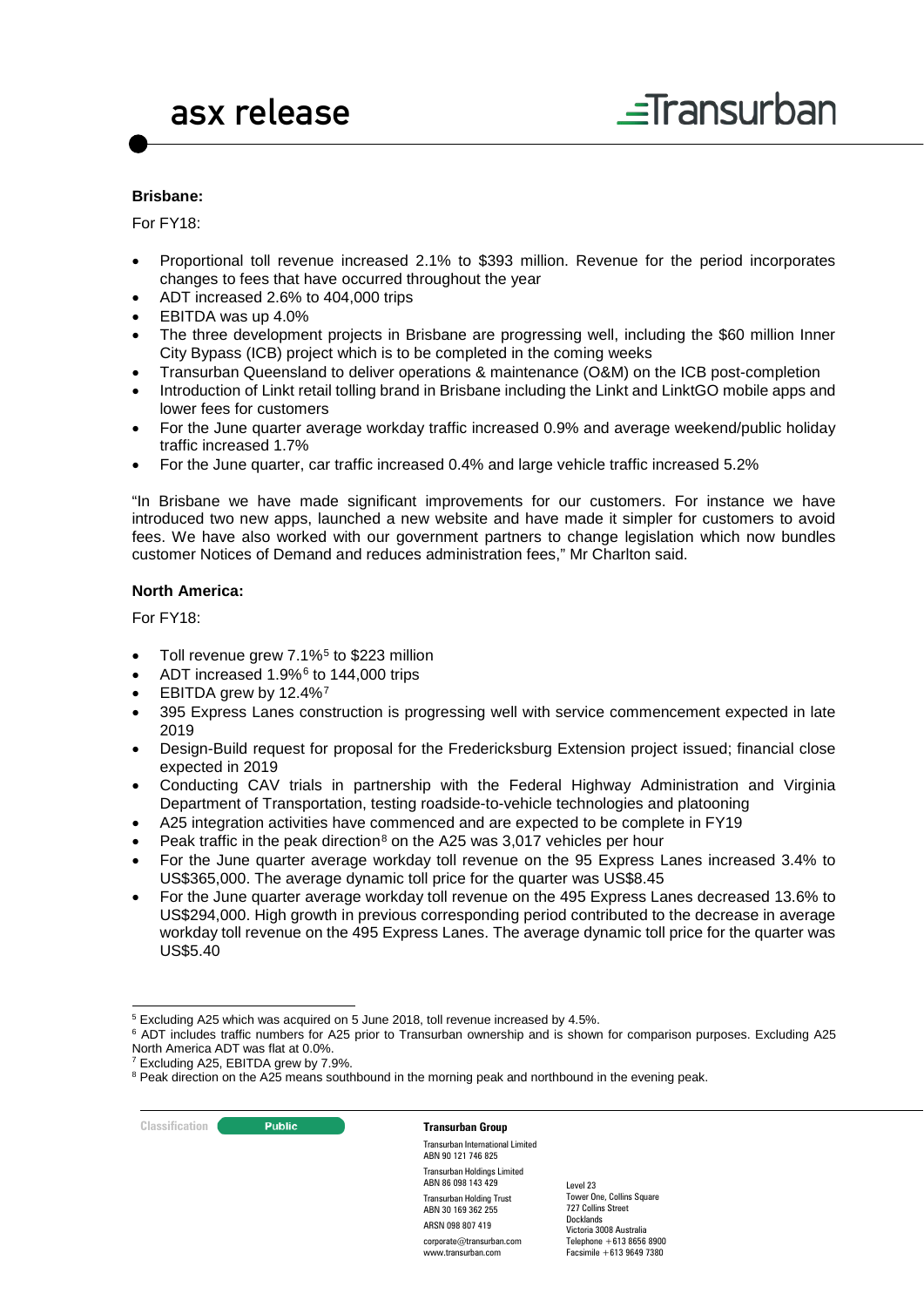**Brisbane:**

For FY18:

- Proportional toll revenue increased 2.1% to $393 million. Revenue for the period incorporates changes to fees that have occurred throughout the year
- ADT increased 2.6% to 404,000 trips
- EBITDA was up 4.0%
- The three development projects in Brisbane are progressing well, including the $60 million Inner City Bypass (ICB) project which is to be completed in the coming weeks
- Transurban Queensland to deliver operations & maintenance (O&M) on the ICB post-completion
- Introduction of Linkt retail tolling brand in Brisbane including the Linkt and LinktGO mobile apps and lower fees for customers
- For the June quarter average workday traffic increased 0.9% and average weekend/public holiday traffic increased 1.7%
- For the June quarter, car traffic increased 0.4% and large vehicle traffic increased 5.2%

"In Brisbane we have made significant improvements for our customers. For instance we have introduced two new apps, launched a new website and have made it simpler for customers to avoid fees. We have also worked with our government partners to change legislation which now bundles customer Notices of Demand and reduces administration fees," Mr Charlton said.

**North America:**

For FY18:

- Toll revenue grew 7.1%[5] to $223 million
- ADT increased 1.9%[6] to 144,000 trips
- EBITDA grew by 12.4%[7]
- 395 Express Lanes construction is progressing well with service commencement expected in late 2019
- Design-Build request for proposal for the Fredericksburg Extension project issued; financial close expected in 2019
- Conducting CAV trials in partnership with the Federal Highway Administration and Virginia Department of Transportation, testing roadside-to-vehicle technologies and platooning
- A25 integration activities have commenced and are expected to be complete in FY19
- Peak traffic in the peak direction[8] on the A25 was 3,017 vehicles per hour
- For the June quarter average workday toll revenue on the 95 Express Lanes increased 3.4% to US$365,000. The average dynamic toll price for the quarter was US$8.45
- For the June quarter average workday toll revenue on the 495 Express Lanes decreased 13.6% to US$294,000. High growth in previous corresponding period contributed to the decrease in average workday toll revenue on the 495 Express Lanes. The average dynamic toll price for the quarter was US$5.40

---

[5] Excluding A25 which was acquired on 5 June 2018, toll revenue increased by 4.5%.

[6] ADT includes traffic numbers for A25 prior to Transurban ownership and is shown for comparison purposes. Excluding A25 North America ADT was flat at 0.0%.

[7] Excluding A25, EBITDA grew by 7.9%.

[8] Peak direction on the A25 means southbound in the morning peak and northbound in the evening peak.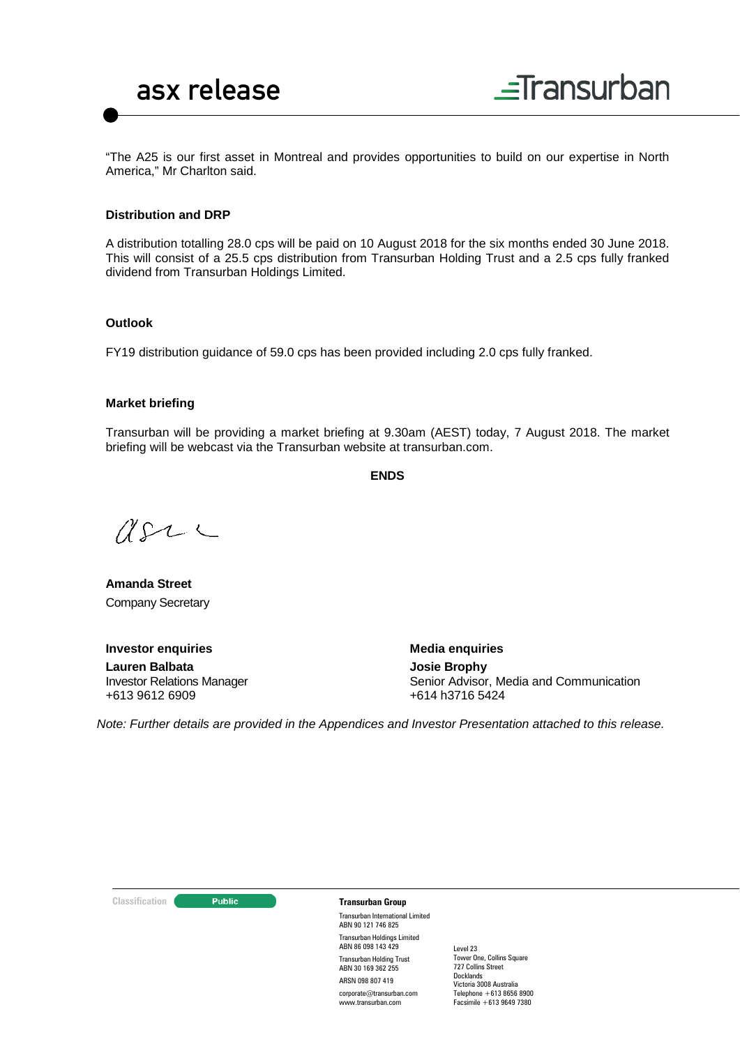"The A25 is our first asset in Montreal and provides opportunities to build on our expertise in North America," Mr Charlton said.

**Distribution and DRP**

A distribution totalling 28.0 cps will be paid on 10 August 2018 for the six months ended 30 June 2018. This will consist of a 25.5 cps distribution from Transurban Holding Trust and a 2.5 cps fully franked dividend from Transurban Holdings Limited.

**Outlook**

FY19 distribution guidance of 59.0 cps has been provided including 2.0 cps fully franked.

**Market briefing**

Transurban will be providing a market briefing at 9.30am (AEST) today, 7 August 2018. The market briefing will be webcast via the Transurban website at transurban.com.

**ENDS**

**Amanda Street**
Company Secretary

**Investor enquiries**
**Lauren Balbata**
Investor Relations Manager
+613 9612 6909

**Media enquiries**
**Josie Brophy**
Senior Advisor, Media and Communication
+614 h3716 5424

*Note: Further details are provided in the Appendices and Investor Presentation attached to this release.*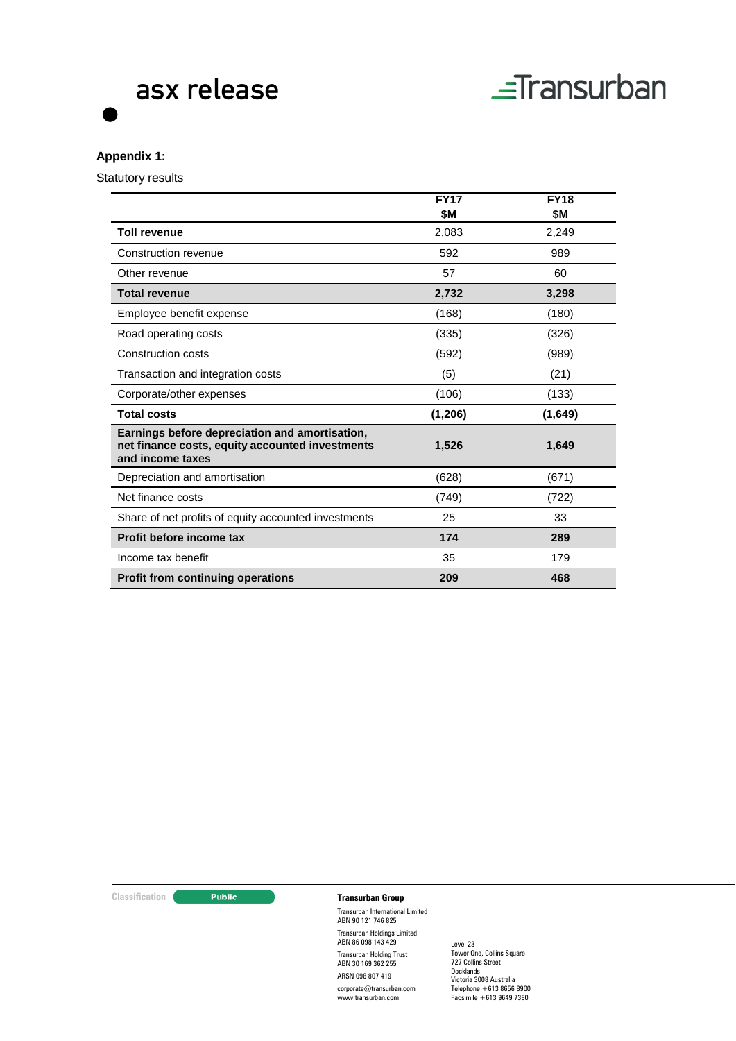**Appendix 1:**

Statutory results

| | FY17 $M | FY18 $M |
|---|---|---|
| **Toll revenue** | 2,083 | 2,249 |
| Construction revenue | 592 | 989 |
| Other revenue | 57 | 60 |
| **Total revenue** | **2,732** | **3,298** |
| Employee benefit expense | (168) | (180) |
| Road operating costs | (335) | (326) |
| Construction costs | (592) | (989) |
| Transaction and integration costs | (5) | (21) |
| Corporate/other expenses | (106) | (133) |
| **Total costs** | **(1,206)** | **(1,649)** |
| **Earnings before depreciation and amortisation, net finance costs, equity accounted investments and income taxes** | **1,526** | **1,649** |
| Depreciation and amortisation | (628) | (671) |
| Net finance costs | (749) | (722) |
| Share of net profits of equity accounted investments | 25 | 33 |
| **Profit before income tax** | **174** | **289** |
| Income tax benefit | 35 | 179 |
| **Profit from continuing operations** | **209** | **468** |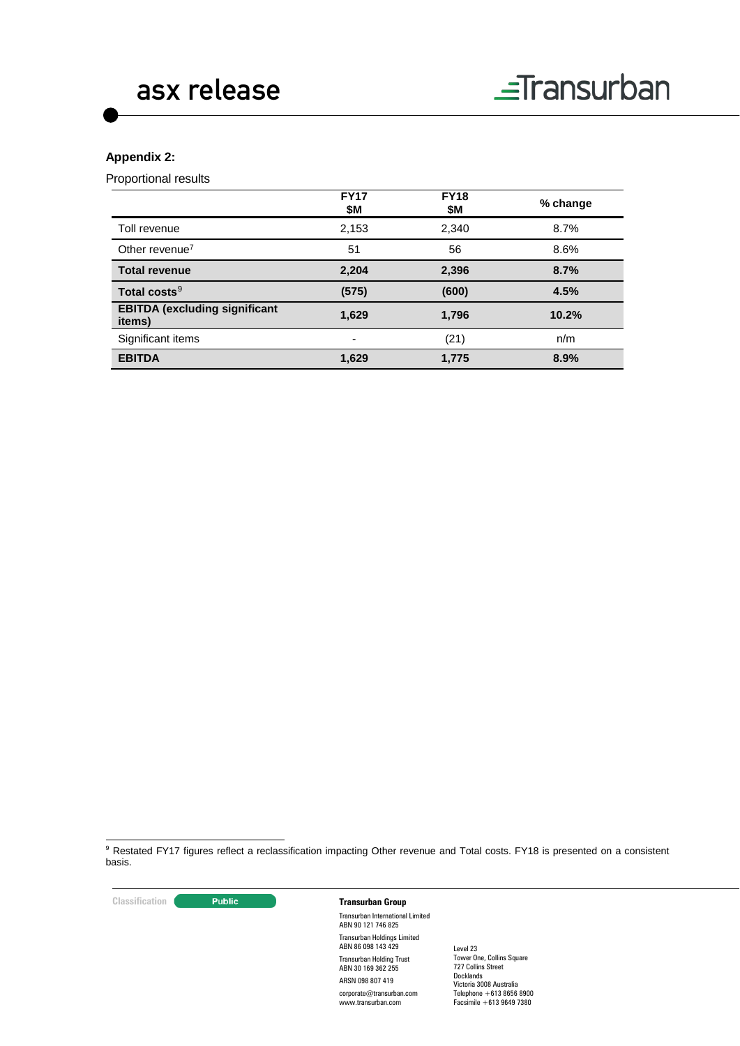**Appendix 2:**

Proportional results

| | FY17 $M | FY18 $M | % change |
|---|---|---|---|
| Toll revenue | 2,153 | 2,340 | 8.7% |
| Other revenue[7] | 51 | 56 | 8.6% |
| **Total revenue** | **2,204** | **2,396** | **8.7%** |
| **Total costs**[9] | **(575)** | **(600)** | **4.5%** |
| **EBITDA (excluding significant items)** | **1,629** | **1,796** | **10.2%** |
| Significant items | - | (21) | n/m |
| **EBITDA** | **1,629** | **1,775** | **8.9%** |

[9] Restated FY17 figures reflect a reclassification impacting Other revenue and Total costs. FY18 is presented on a consistent basis.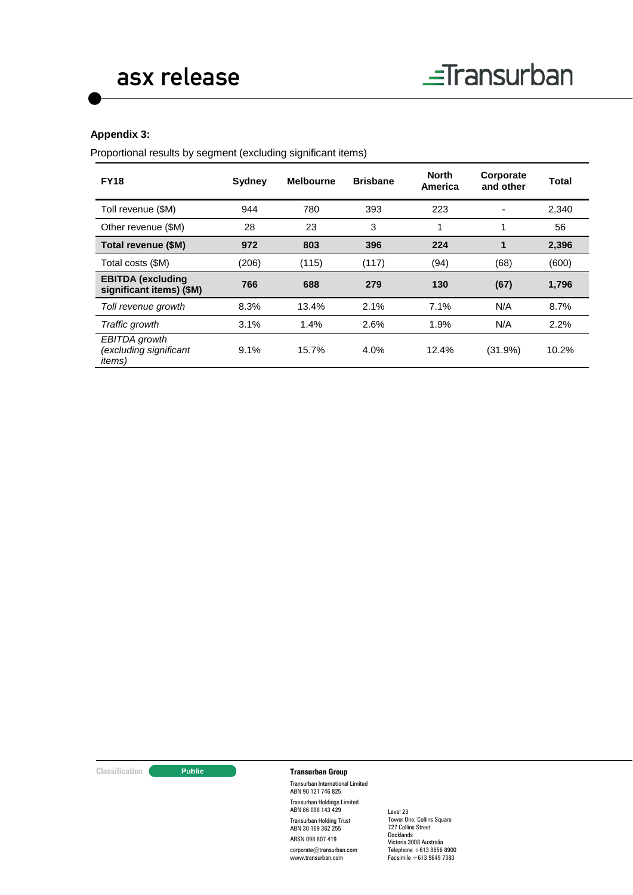**Appendix 3:**

Proportional results by segment (excluding significant items)

| FY18 | Sydney | Melbourne | Brisbane | North America | Corporate and other | Total |
|---|---|---|---|---|---|---|
| Toll revenue ($M) | 944 | 780 | 393 | 223 | - | 2,340 |
| Other revenue ($M) | 28 | 23 | 3 | 1 | 1 | 56 |
| **Total revenue ($M)** | **972** | **803** | **396** | **224** | **1** | **2,396** |
| Total costs ($M) | (206) | (115) | (117) | (94) | (68) | (600) |
| **EBITDA (excluding significant items) ($M)** | **766** | **688** | **279** | **130** | **(67)** | **1,796** |
| *Toll revenue growth* | 8.3% | 13.4% | 2.1% | 7.1% | N/A | 8.7% |
| *Traffic growth* | 3.1% | 1.4% | 2.6% | 1.9% | N/A | 2.2% |
| *EBITDA growth (excluding significant items)* | 9.1% | 15.7% | 4.0% | 12.4% | (31.9%) | 10.2% |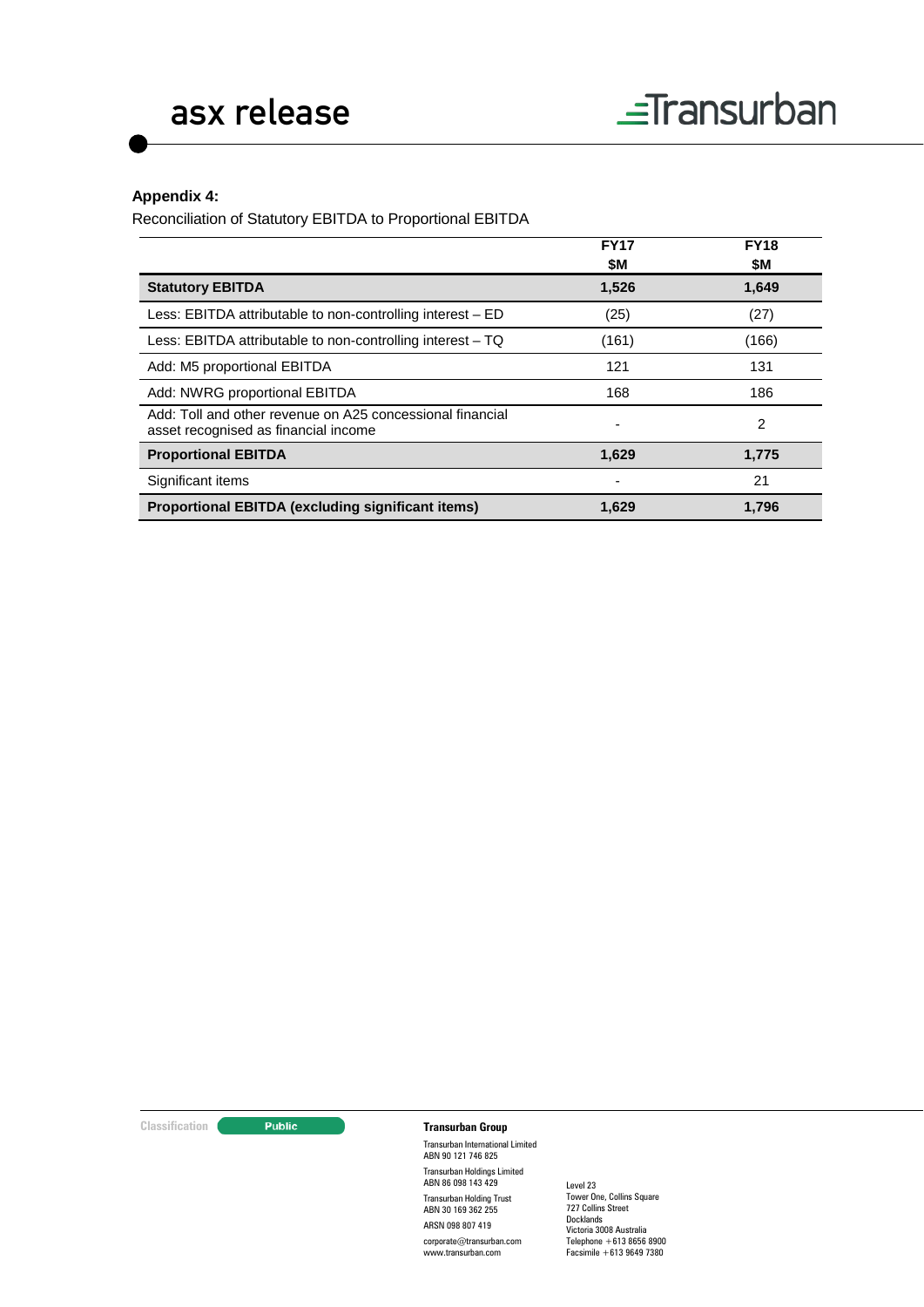**Appendix 4:**

Reconciliation of Statutory EBITDA to Proportional EBITDA

| | FY17<br>$M | FY18<br>$M |
|---|---|---|
| **Statutory EBITDA** | **1,526** | **1,649** |
| Less: EBITDA attributable to non-controlling interest – ED | (25) | (27) |
| Less: EBITDA attributable to non-controlling interest – TQ | (161) | (166) |
| Add: M5 proportional EBITDA | 121 | 131 |
| Add: NWRG proportional EBITDA | 168 | 186 |
| Add: Toll and other revenue on A25 concessional financial asset recognised as financial income | - | 2 |
| **Proportional EBITDA** | **1,629** | **1,775** |
| Significant items | - | 21 |
| **Proportional EBITDA (excluding significant items)** | **1,629** | **1,796** |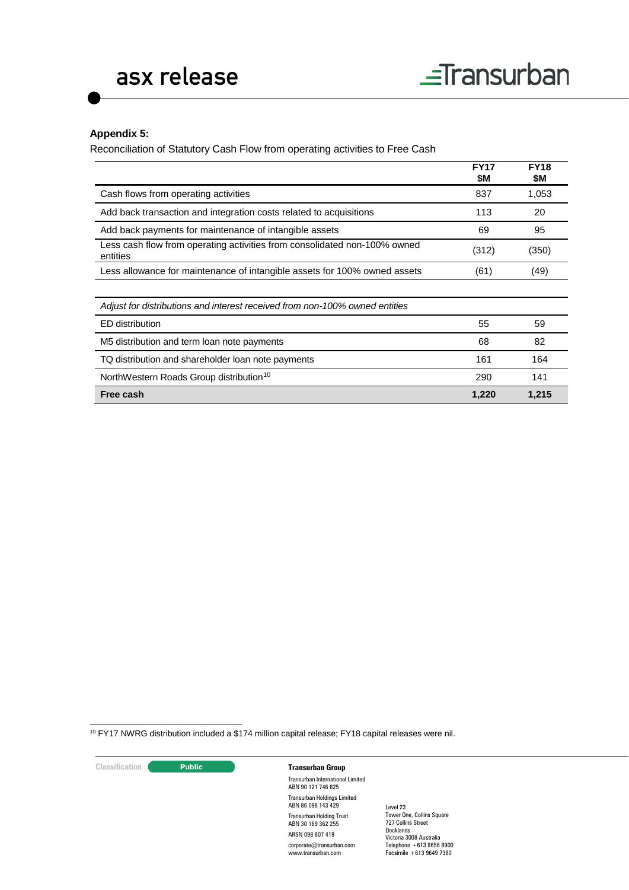**Appendix 5:**

Reconciliation of Statutory Cash Flow from operating activities to Free Cash

| | FY17 $M | FY18 $M |
|---|---|---|
| Cash flows from operating activities | 837 | 1,053 |
| Add back transaction and integration costs related to acquisitions | 113 | 20 |
| Add back payments for maintenance of intangible assets | 69 | 95 |
| Less cash flow from operating activities from consolidated non-100% owned entities | (312) | (350) |
| Less allowance for maintenance of intangible assets for 100% owned assets | (61) | (49) |
| | | |
| *Adjust for distributions and interest received from non-100% owned entities* | | |
| ED distribution | 55 | 59 |
| M5 distribution and term loan note payments | 68 | 82 |
| TQ distribution and shareholder loan note payments | 161 | 164 |
| NorthWestern Roads Group distribution[10] | 290 | 141 |
| **Free cash** | **1,220** | **1,215** |

[10] FY17 NWRG distribution included a $174 million capital release; FY18 capital releases were nil.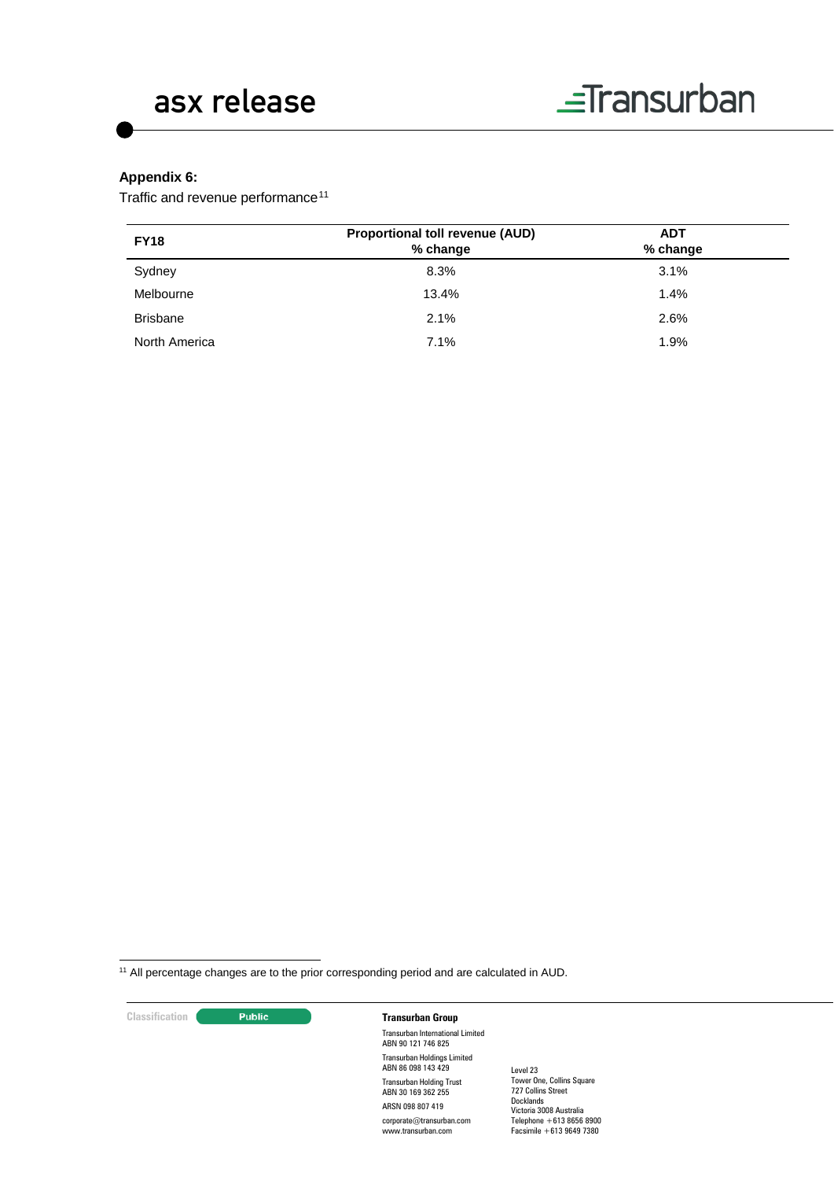**Appendix 6:**

Traffic and revenue performance[11]

| FY18 | Proportional toll revenue (AUD) % change | ADT % change |
|---|---|---|
| Sydney | 8.3% | 3.1% |
| Melbourne | 13.4% | 1.4% |
| Brisbane | 2.1% | 2.6% |
| North America | 7.1% | 1.9% |

[11] All percentage changes are to the prior corresponding period and are calculated in AUD.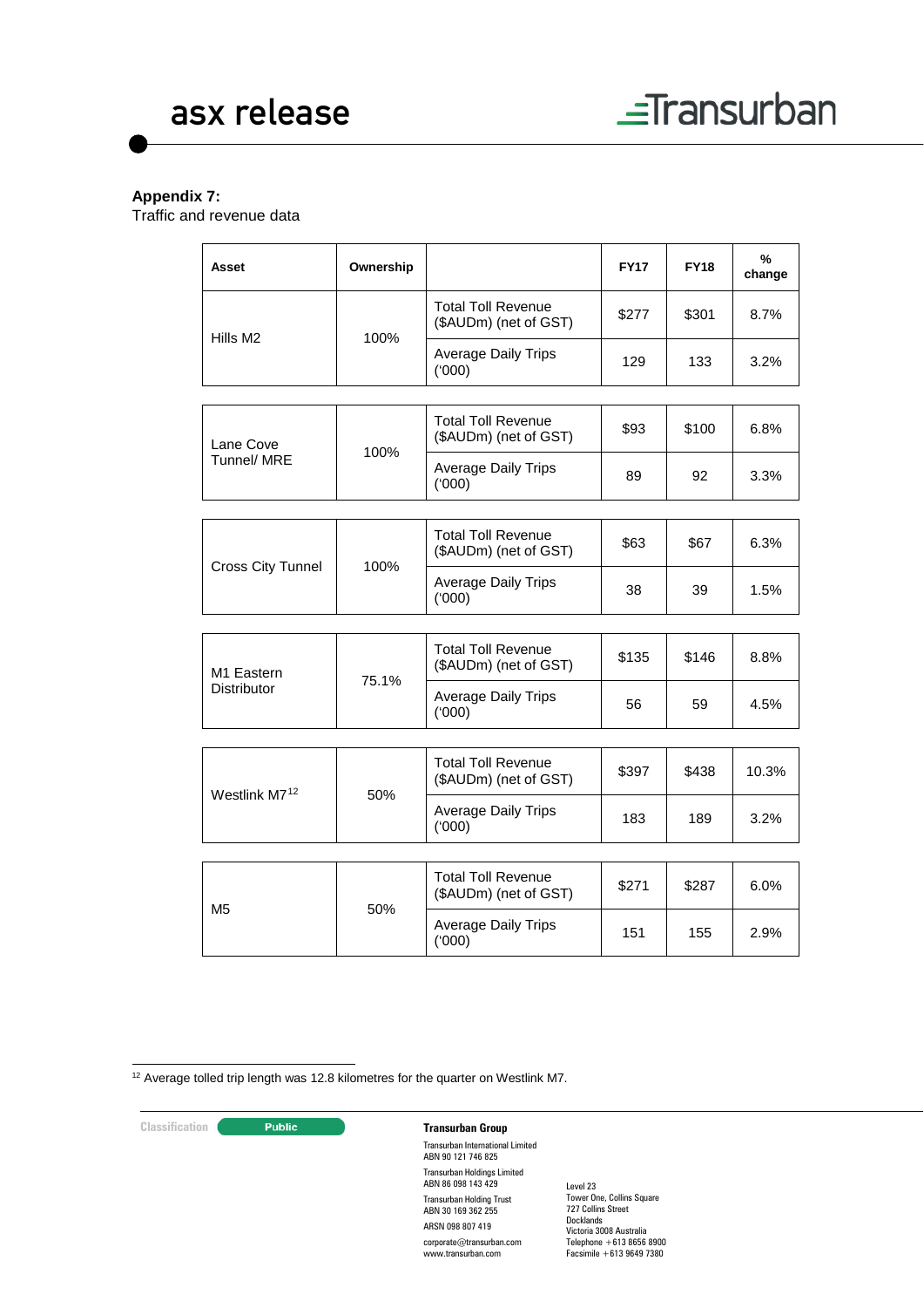**Appendix 7:**
Traffic and revenue data

| Asset | Ownership | | FY17 | FY18 | % change |
|---|---|---|---|---|---|
| Hills M2 | 100% | Total Toll Revenue ($AUDm) (net of GST) | $277 | $301 | 8.7% |
| | | Average Daily Trips ('000) | 129 | 133 | 3.2% |
| Lane Cove Tunnel/ MRE | 100% | Total Toll Revenue ($AUDm) (net of GST) | $93 | $100 | 6.8% |
| | | Average Daily Trips ('000) | 89 | 92 | 3.3% |
| Cross City Tunnel | 100% | Total Toll Revenue ($AUDm) (net of GST) | $63 | $67 | 6.3% |
| | | Average Daily Trips ('000) | 38 | 39 | 1.5% |
| M1 Eastern Distributor | 75.1% | Total Toll Revenue ($AUDm) (net of GST) | $135 | $146 | 8.8% |
| | | Average Daily Trips ('000) | 56 | 59 | 4.5% |
| Westlink M7[12] | 50% | Total Toll Revenue ($AUDm) (net of GST) | $397 | $438 | 10.3% |
| | | Average Daily Trips ('000) | 183 | 189 | 3.2% |
| M5 | 50% | Total Toll Revenue ($AUDm) (net of GST) | $271 | $287 | 6.0% |
| | | Average Daily Trips ('000) | 151 | 155 | 2.9% |

[12] Average tolled trip length was 12.8 kilometres for the quarter on Westlink M7.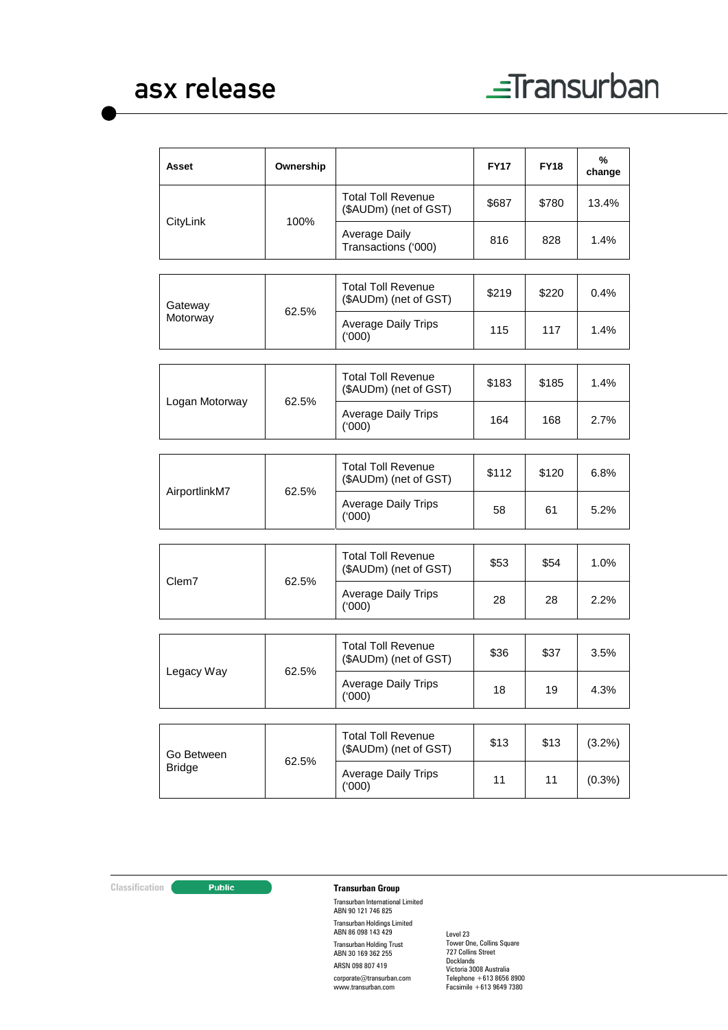| Asset | Ownership | | FY17 | FY18 | % change |
|---|---|---|---|---|---|
| CityLink | 100% | Total Toll Revenue ($AUDm) (net of GST) | $687 | $780 | 13.4% |
| | | Average Daily Transactions ('000) | 816 | 828 | 1.4% |
| Gateway Motorway | 62.5% | Total Toll Revenue ($AUDm) (net of GST) | $219 | $220 | 0.4% |
| | | Average Daily Trips ('000) | 115 | 117 | 1.4% |
| Logan Motorway | 62.5% | Total Toll Revenue ($AUDm) (net of GST) | $183 | $185 | 1.4% |
| | | Average Daily Trips ('000) | 164 | 168 | 2.7% |
| AirportlinkM7 | 62.5% | Total Toll Revenue ($AUDm) (net of GST) | $112 | $120 | 6.8% |
| | | Average Daily Trips ('000) | 58 | 61 | 5.2% |
| Clem7 | 62.5% | Total Toll Revenue ($AUDm) (net of GST) | $53 | $54 | 1.0% |
| | | Average Daily Trips ('000) | 28 | 28 | 2.2% |
| Legacy Way | 62.5% | Total Toll Revenue ($AUDm) (net of GST) | $36 | $37 | 3.5% |
| | | Average Daily Trips ('000) | 18 | 19 | 4.3% |
| Go Between Bridge | 62.5% | Total Toll Revenue ($AUDm) (net of GST) | $13 | $13 | (3.2%) |
| | | Average Daily Trips ('000) | 11 | 11 | (0.3%) |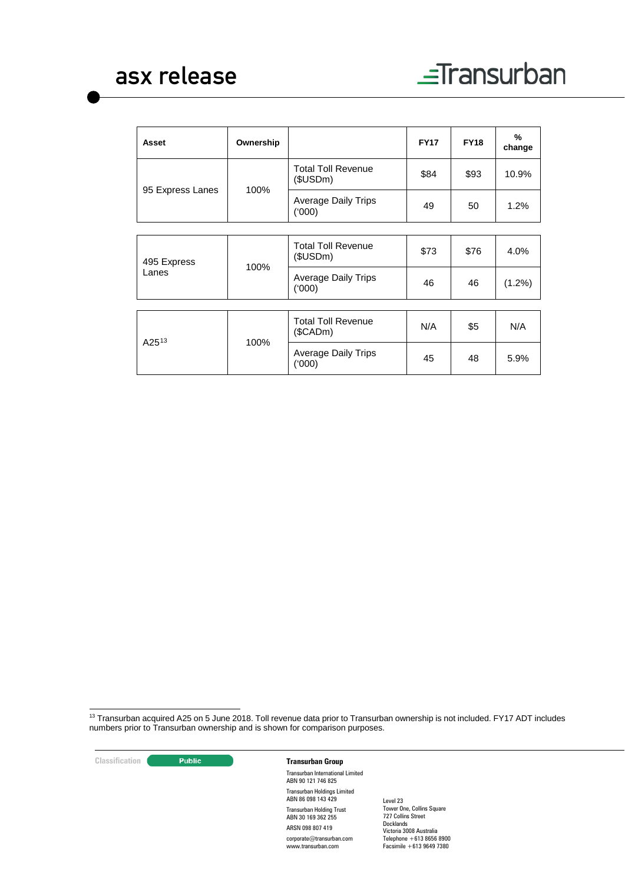| Asset | Ownership | | FY17 | FY18 | % change |
|---|---|---|---|---|---|
| 95 Express Lanes | 100% | Total Toll Revenue ($USDm) | $84 | $93 | 10.9% |
| | | Average Daily Trips ('000) | 49 | 50 | 1.2% |
| 495 Express Lanes | 100% | Total Toll Revenue ($USDm) | $73 | $76 | 4.0% |
| | | Average Daily Trips ('000) | 46 | 46 | (1.2%) |
| A25[13] | 100% | Total Toll Revenue ($CADm) | N/A | $5 | N/A |
| | | Average Daily Trips ('000) | 45 | 48 | 5.9% |

[13] Transurban acquired A25 on 5 June 2018. Toll revenue data prior to Transurban ownership is not included. FY17 ADT includes numbers prior to Transurban ownership and is shown for comparison purposes.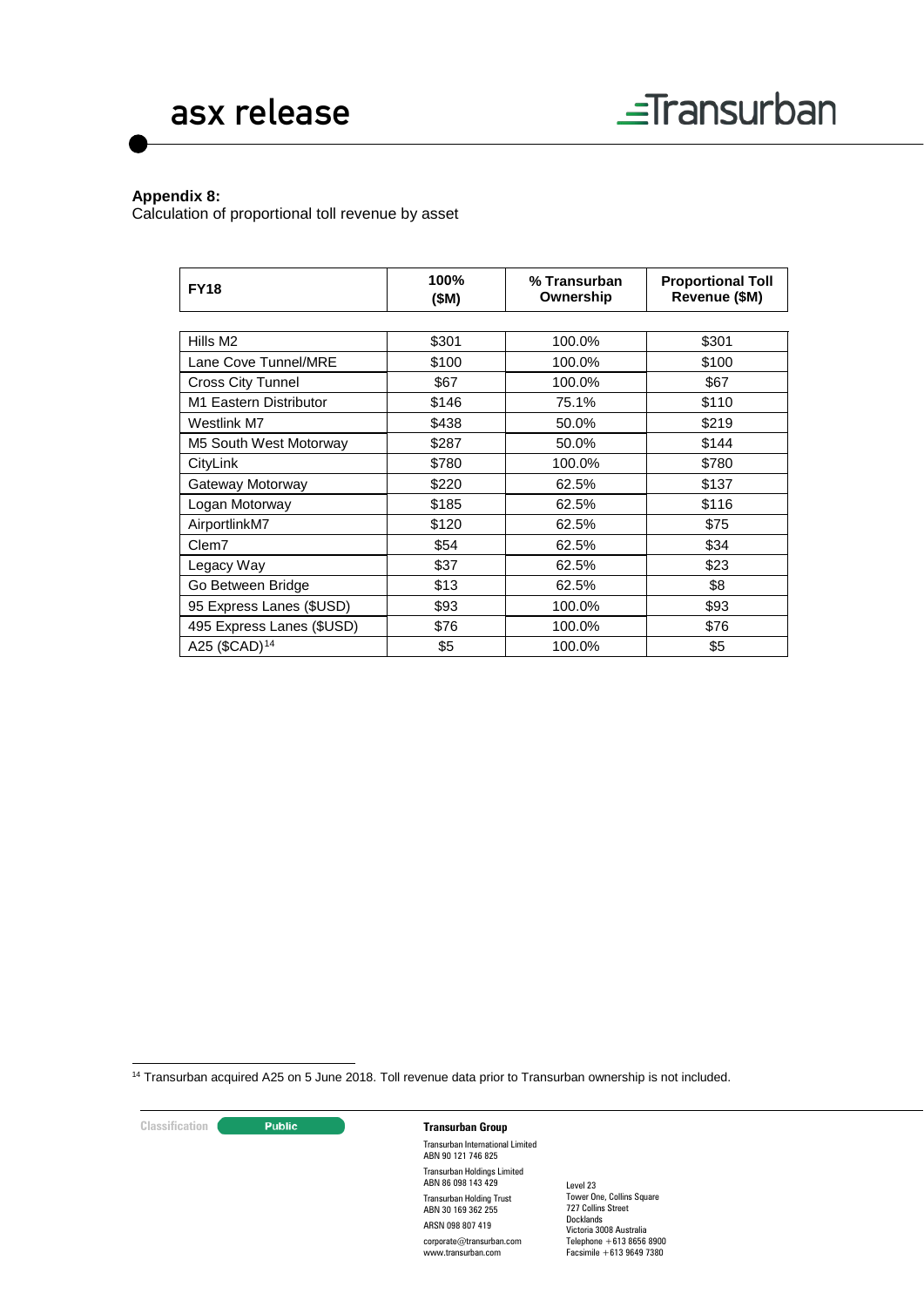**Appendix 8:**
Calculation of proportional toll revenue by asset

| FY18 | 100% ($M) | % Transurban Ownership | Proportional Toll Revenue ($M) |
|---|---|---|---|
| Hills M2 | $301 | 100.0% | $301 |
| Lane Cove Tunnel/MRE | $100 | 100.0% | $100 |
| Cross City Tunnel | $67 | 100.0% | $67 |
| M1 Eastern Distributor | $146 | 75.1% | $110 |
| Westlink M7 | $438 | 50.0% | $219 |
| M5 South West Motorway | $287 | 50.0% | $144 |
| CityLink | $780 | 100.0% | $780 |
| Gateway Motorway | $220 | 62.5% | $137 |
| Logan Motorway | $185 | 62.5% | $116 |
| AirportlinkM7 | $120 | 62.5% | $75 |
| Clem7 | $54 | 62.5% | $34 |
| Legacy Way | $37 | 62.5% | $23 |
| Go Between Bridge | $13 | 62.5% | $8 |
| 95 Express Lanes ($USD) | $93 | 100.0% | $93 |
| 495 Express Lanes ($USD) | $76 | 100.0% | $76 |
| A25 ($CAD)[14] | $5 | 100.0% | $5 |

[14] Transurban acquired A25 on 5 June 2018. Toll revenue data prior to Transurban ownership is not included.